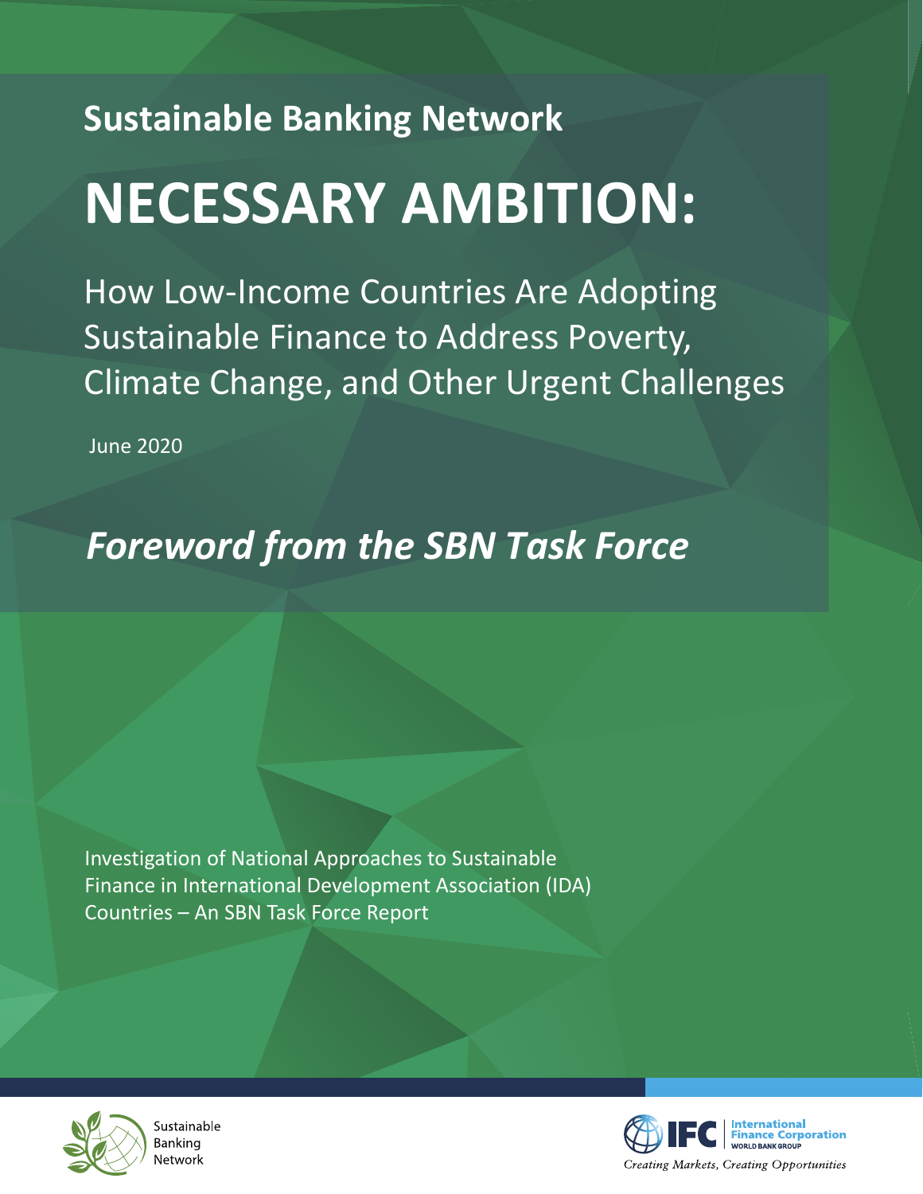## Sustainable Banking Network

# NECESSARY AMBITION:

How Low-Income Countries Are Adopting Sustainable Finance to Address Poverty, Climate Change, and Other Urgent Challenges

June 2020

## *Foreword from the SBN Task Force*

Investigation of National Approaches to Sustainable Finance in International Development Association (IDA) Countries – An SBN Task Force Report

Sustainable Banking Network

International Finance Corporation
WORLD BANK GROUP

*Creating Markets, Creating Opportunities*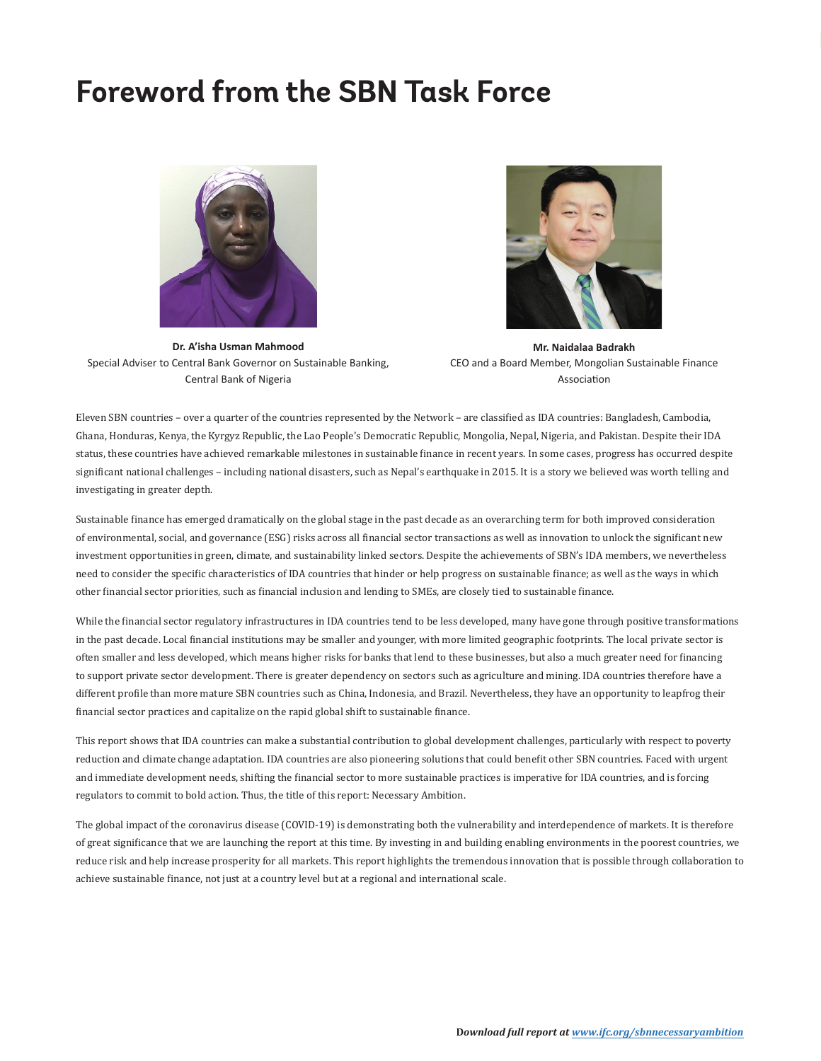# Foreword from the SBN Task Force

**Dr. A'isha Usman Mahmood**
Special Adviser to Central Bank Governor on Sustainable Banking, Central Bank of Nigeria

**Mr. Naidalaa Badrakh**
CEO and a Board Member, Mongolian Sustainable Finance Association

Eleven SBN countries – over a quarter of the countries represented by the Network – are classified as IDA countries: Bangladesh, Cambodia, Ghana, Honduras, Kenya, the Kyrgyz Republic, the Lao People's Democratic Republic, Mongolia, Nepal, Nigeria, and Pakistan. Despite their IDA status, these countries have achieved remarkable milestones in sustainable finance in recent years. In some cases, progress has occurred despite significant national challenges – including national disasters, such as Nepal's earthquake in 2015. It is a story we believed was worth telling and investigating in greater depth.

Sustainable finance has emerged dramatically on the global stage in the past decade as an overarching term for both improved consideration of environmental, social, and governance (ESG) risks across all financial sector transactions as well as innovation to unlock the significant new investment opportunities in green, climate, and sustainability linked sectors. Despite the achievements of SBN's IDA members, we nevertheless need to consider the specific characteristics of IDA countries that hinder or help progress on sustainable finance; as well as the ways in which other financial sector priorities, such as financial inclusion and lending to SMEs, are closely tied to sustainable finance.

While the financial sector regulatory infrastructures in IDA countries tend to be less developed, many have gone through positive transformations in the past decade. Local financial institutions may be smaller and younger, with more limited geographic footprints. The local private sector is often smaller and less developed, which means higher risks for banks that lend to these businesses, but also a much greater need for financing to support private sector development. There is greater dependency on sectors such as agriculture and mining. IDA countries therefore have a different profile than more mature SBN countries such as China, Indonesia, and Brazil. Nevertheless, they have an opportunity to leapfrog their financial sector practices and capitalize on the rapid global shift to sustainable finance.

This report shows that IDA countries can make a substantial contribution to global development challenges, particularly with respect to poverty reduction and climate change adaptation. IDA countries are also pioneering solutions that could benefit other SBN countries. Faced with urgent and immediate development needs, shifting the financial sector to more sustainable practices is imperative for IDA countries, and is forcing regulators to commit to bold action. Thus, the title of this report: Necessary Ambition.

The global impact of the coronavirus disease (COVID-19) is demonstrating both the vulnerability and interdependence of markets. It is therefore of great significance that we are launching the report at this time. By investing in and building enabling environments in the poorest countries, we reduce risk and help increase prosperity for all markets. This report highlights the tremendous innovation that is possible through collaboration to achieve sustainable finance, not just at a country level but at a regional and international scale.

***Download full report at [www.ifc.org/sbnnecessaryambition](www.ifc.org/sbnnecessaryambition)***